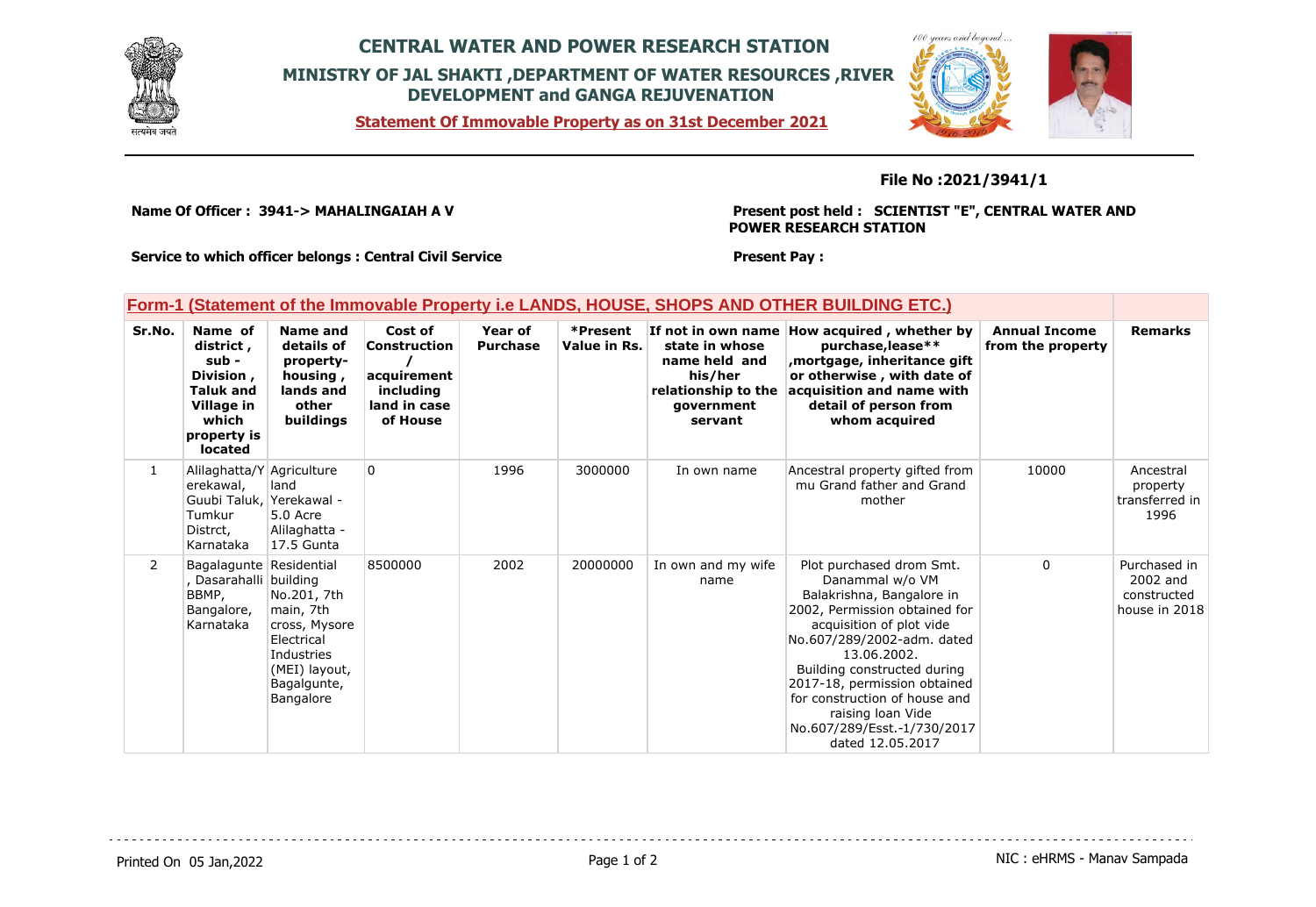# CENTRAL WATER AND POWER RESEARCH STATION

## MINISTRY OF JAL SHAKTI ,DEPARTMENT OF WATER RESOURCES ,RIVER DEVELOPMENT and GANGA REJUVENATION

**Statement Of Immovable Property as on 31st December 2021**

**File No :2021/3941/1**

**Name Of Officer : 3941-> MAHALINGAIAH A V**

**Present post held : SCIENTIST "E", CENTRAL WATER AND POWER RESEARCH STATION**

**Service to which officer belongs : Central Civil Service**

**Present Pay :**

## Form-1 (Statement of the Immovable Property i.e LANDS, HOUSE, SHOPS AND OTHER BUILDING ETC.)

| Sr.No. | Name of district , sub - Division , Taluk and Village in which property is located | Name and details of property- housing , lands and other buildings | Cost of Construction / acquirement including land in case of House | Year of Purchase | *Present Value in Rs. | If not in own name state in whose name held and his/her relationship to the government servant | How acquired , whether by purchase,lease** ,mortgage, inheritance gift or otherwise , with date of acquisition and name with detail of person from whom acquired | Annual Income from the property | Remarks |
|---|---|---|---|---|---|---|---|---|---|
| 1 | Alilaghatta/Yerekawal, Guubi Taluk, Tumkur Distrct, Karnataka | Agriculture land Yerekawal - 5.0 Acre Alilaghatta - 17.5 Gunta | 0 | 1996 | 3000000 | In own name | Ancestral property gifted from mu Grand father and Grand mother | 10000 | Ancestral property transferred in 1996 |
| 2 | Bagalagunte , Dasarahalli BBMP, Bangalore, Karnataka | Residential building No.201, 7th main, 7th cross, Mysore Electrical Industries (MEI) layout, Bagalgunte, Bangalore | 8500000 | 2002 | 20000000 | In own and my wife name | Plot purchased drom Smt. Danammal w/o VM Balakrishna, Bangalore in 2002, Permission obtained for acquisition of plot vide No.607/289/2002-adm. dated 13.06.2002. Building constructed during 2017-18, permission obtained for construction of house and raising loan Vide No.607/289/Esst.-1/730/2017 dated 12.05.2017 | 0 | Purchased in 2002 and constructed house in 2018 |

Printed On 05 Jan,2022

NIC : eHRMS - Manav Sampada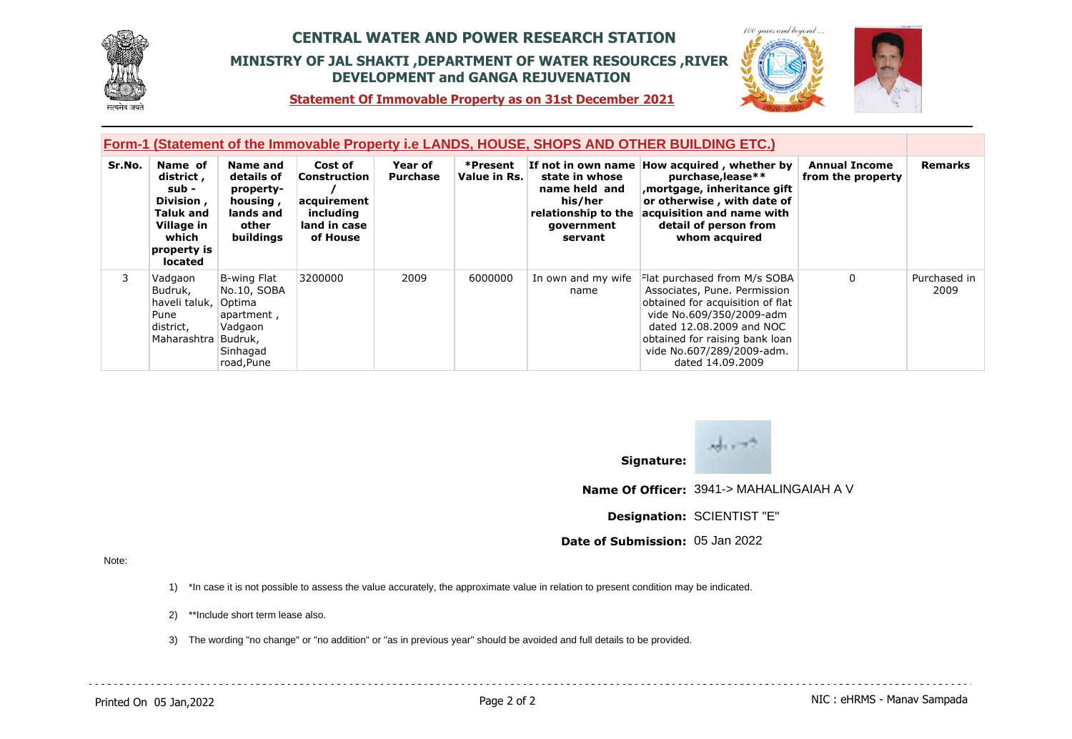# CENTRAL WATER AND POWER RESEARCH STATION

## MINISTRY OF JAL SHAKTI ,DEPARTMENT OF WATER RESOURCES ,RIVER DEVELOPMENT and GANGA REJUVENATION

**Statement Of Immovable Property as on 31st December 2021**

### Form-1 (Statement of the Immovable Property i.e LANDS, HOUSE, SHOPS AND OTHER BUILDING ETC.)

| Sr.No. | Name of district , sub - Division , Taluk and Village in which property is located | Name and details of property- housing , lands and other buildings | Cost of Construction / acquirement including land in case of House | Year of Purchase | *Present Value in Rs. | If not in own name state in whose name held and his/her relationship to the government servant | How acquired , whether by purchase,lease** ,mortgage, inheritance gift or otherwise , with date of acquisition and name with detail of person from whom acquired | Annual Income from the property | Remarks |
|---|---|---|---|---|---|---|---|---|---|
| 3 | Vadgaon Budruk, haveli taluk, Pune district, Maharashtra | B-wing Flat No.10, SOBA Optima apartment , Vadgaon Budruk, Sinhagad road,Pune | 3200000 | 2009 | 6000000 | In own and my wife name | Flat purchased from M/s SOBA Associates, Pune. Permission obtained for acquisition of flat vide No.609/350/2009-adm dated 12.08.2009 and NOC obtained for raising bank loan vide No.607/289/2009-adm. dated 14.09.2009 | 0 | Purchased in 2009 |

**Signature:**

**Name Of Officer:** 3941-> MAHALINGAIAH A V

**Designation:** SCIENTIST "E"

**Date of Submission:** 05 Jan 2022

Note:

1) *In case it is not possible to assess the value accurately, the approximate value in relation to present condition may be indicated.

2) **Include short term lease also.

3) The wording "no change" or "no addition" or "as in previous year" should be avoided and full details to be provided.